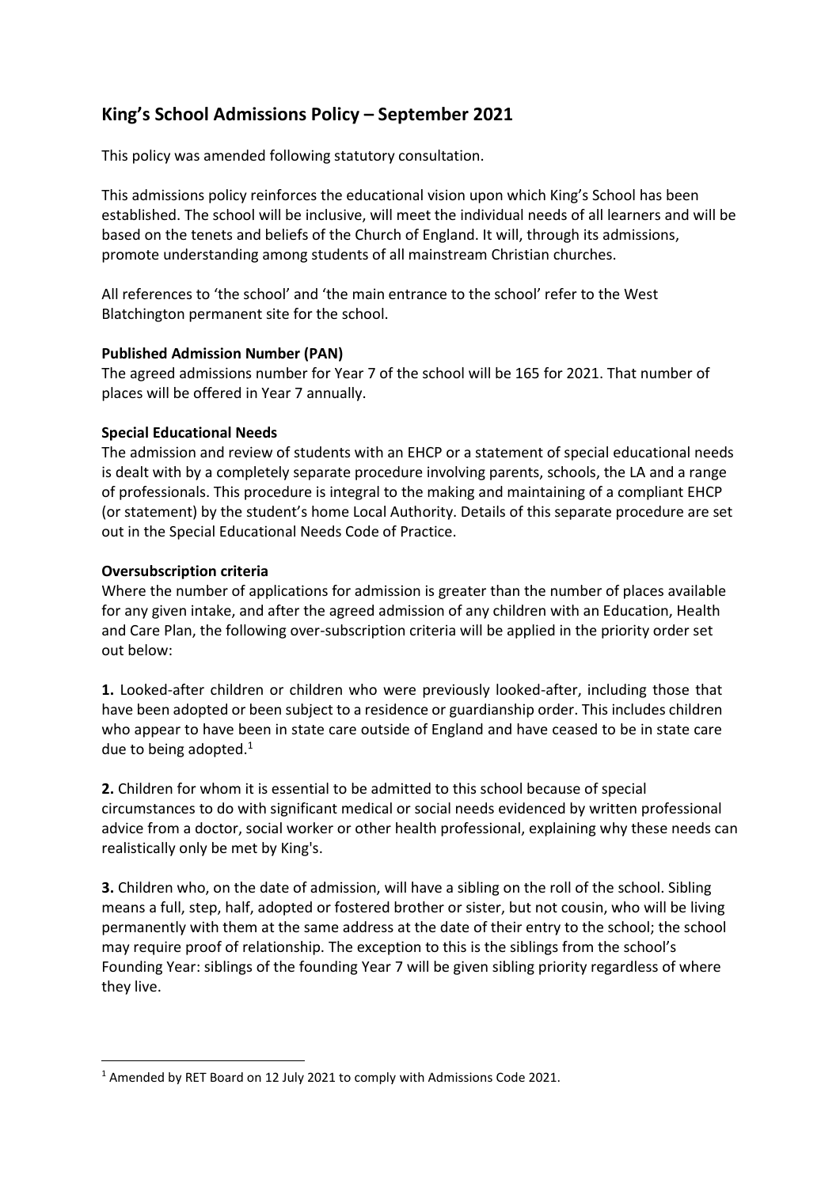# King's School Admissions Policy – September 2021

This policy was amended following statutory consultation.

This admissions policy reinforces the educational vision upon which King's School has been established. The school will be inclusive, will meet the individual needs of all learners and will be based on the tenets and beliefs of the Church of England. It will, through its admissions, promote understanding among students of all mainstream Christian churches.

All references to 'the school' and 'the main entrance to the school' refer to the West Blatchington permanent site for the school.

**Published Admission Number (PAN)**

The agreed admissions number for Year 7 of the school will be 165 for 2021. That number of places will be offered in Year 7 annually.

**Special Educational Needs**

The admission and review of students with an EHCP or a statement of special educational needs is dealt with by a completely separate procedure involving parents, schools, the LA and a range of professionals. This procedure is integral to the making and maintaining of a compliant EHCP (or statement) by the student's home Local Authority. Details of this separate procedure are set out in the Special Educational Needs Code of Practice.

**Oversubscription criteria**

Where the number of applications for admission is greater than the number of places available for any given intake, and after the agreed admission of any children with an Education, Health and Care Plan, the following over-subscription criteria will be applied in the priority order set out below:

**1.** Looked-after children or children who were previously looked-after, including those that have been adopted or been subject to a residence or guardianship order. This includes children who appear to have been in state care outside of England and have ceased to be in state care due to being adopted.[1]

**2.** Children for whom it is essential to be admitted to this school because of special circumstances to do with significant medical or social needs evidenced by written professional advice from a doctor, social worker or other health professional, explaining why these needs can realistically only be met by King's.

**3.** Children who, on the date of admission, will have a sibling on the roll of the school. Sibling means a full, step, half, adopted or fostered brother or sister, but not cousin, who will be living permanently with them at the same address at the date of their entry to the school; the school may require proof of relationship. The exception to this is the siblings from the school's Founding Year: siblings of the founding Year 7 will be given sibling priority regardless of where they live.

[1] Amended by RET Board on 12 July 2021 to comply with Admissions Code 2021.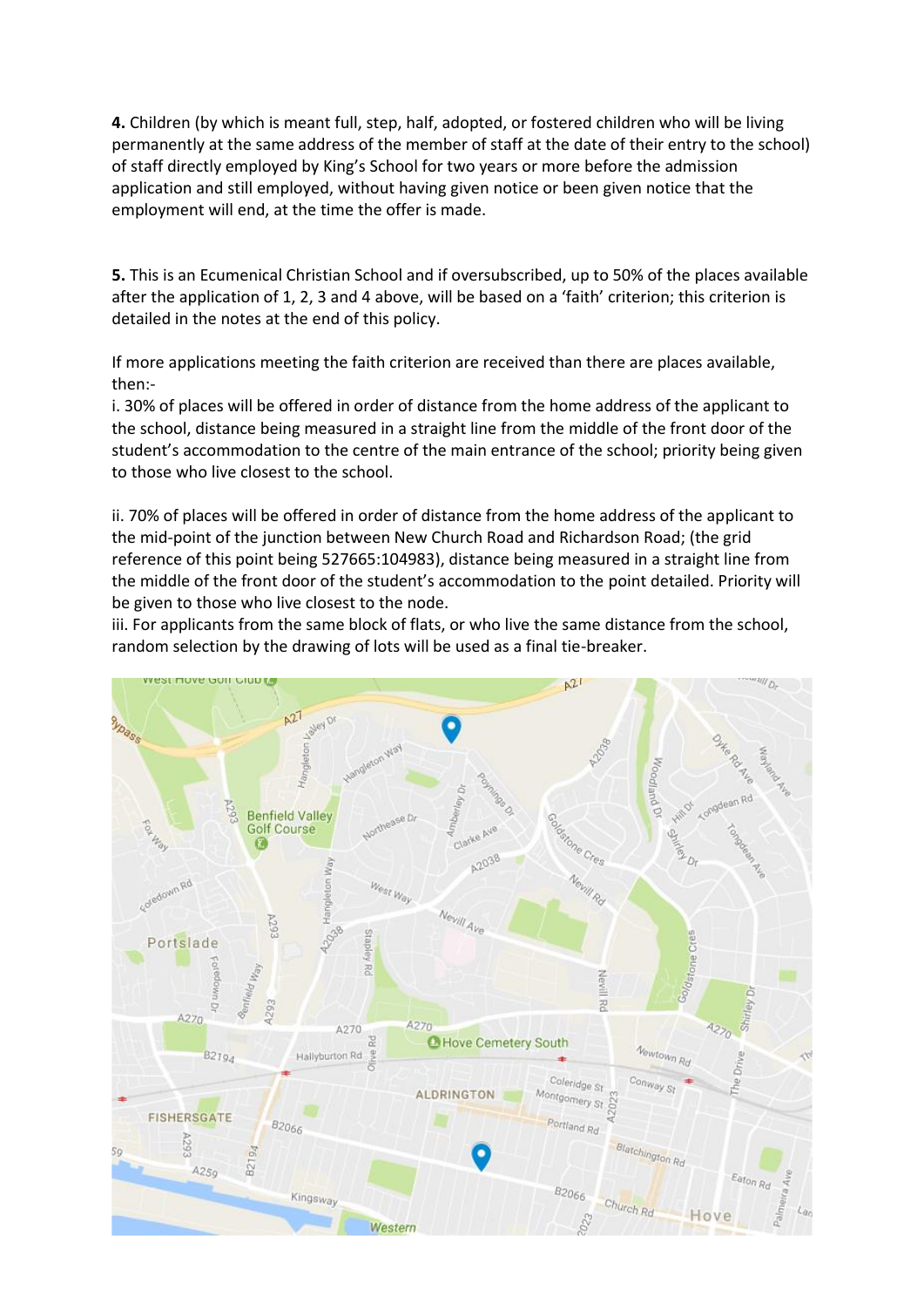**4.** Children (by which is meant full, step, half, adopted, or fostered children who will be living permanently at the same address of the member of staff at the date of their entry to the school) of staff directly employed by King's School for two years or more before the admission application and still employed, without having given notice or been given notice that the employment will end, at the time the offer is made.

**5.** This is an Ecumenical Christian School and if oversubscribed, up to 50% of the places available after the application of 1, 2, 3 and 4 above, will be based on a 'faith' criterion; this criterion is detailed in the notes at the end of this policy.

If more applications meeting the faith criterion are received than there are places available, then:-

i. 30% of places will be offered in order of distance from the home address of the applicant to the school, distance being measured in a straight line from the middle of the front door of the student's accommodation to the centre of the main entrance of the school; priority being given to those who live closest to the school.

ii. 70% of places will be offered in order of distance from the home address of the applicant to the mid-point of the junction between New Church Road and Richardson Road; (the grid reference of this point being 527665:104983), distance being measured in a straight line from the middle of the front door of the student's accommodation to the point detailed. Priority will be given to those who live closest to the node.

iii. For applicants from the same block of flats, or who live the same distance from the school, random selection by the drawing of lots will be used as a final tie-breaker.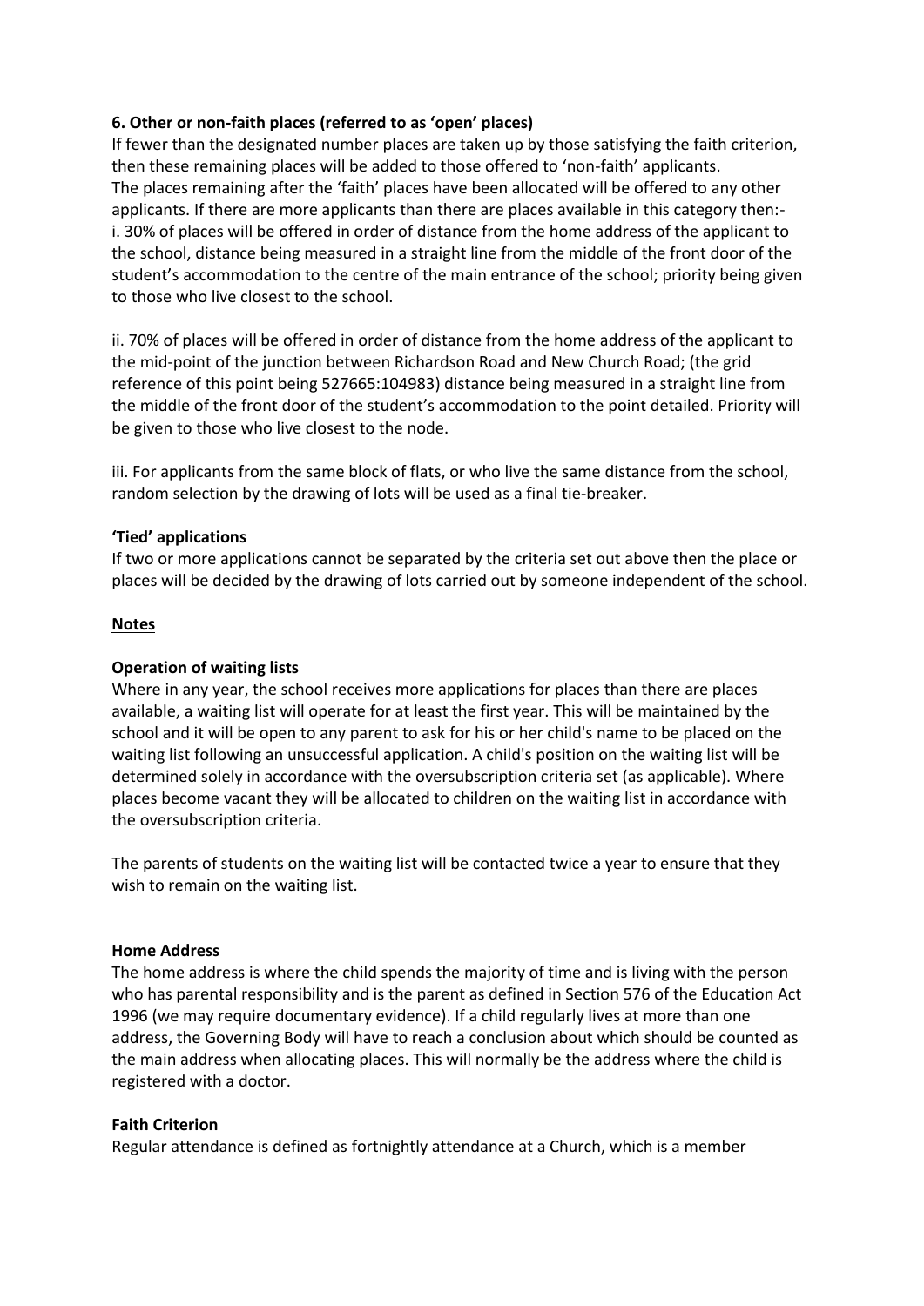**6. Other or non-faith places (referred to as 'open' places)**

If fewer than the designated number places are taken up by those satisfying the faith criterion, then these remaining places will be added to those offered to 'non-faith' applicants. The places remaining after the 'faith' places have been allocated will be offered to any other applicants. If there are more applicants than there are places available in this category then:-

i. 30% of places will be offered in order of distance from the home address of the applicant to the school, distance being measured in a straight line from the middle of the front door of the student's accommodation to the centre of the main entrance of the school; priority being given to those who live closest to the school.

ii. 70% of places will be offered in order of distance from the home address of the applicant to the mid-point of the junction between Richardson Road and New Church Road; (the grid reference of this point being 527665:104983) distance being measured in a straight line from the middle of the front door of the student's accommodation to the point detailed. Priority will be given to those who live closest to the node.

iii. For applicants from the same block of flats, or who live the same distance from the school, random selection by the drawing of lots will be used as a final tie-breaker.

**'Tied' applications**

If two or more applications cannot be separated by the criteria set out above then the place or places will be decided by the drawing of lots carried out by someone independent of the school.

**Notes**

**Operation of waiting lists**

Where in any year, the school receives more applications for places than there are places available, a waiting list will operate for at least the first year. This will be maintained by the school and it will be open to any parent to ask for his or her child's name to be placed on the waiting list following an unsuccessful application. A child's position on the waiting list will be determined solely in accordance with the oversubscription criteria set (as applicable). Where places become vacant they will be allocated to children on the waiting list in accordance with the oversubscription criteria.

The parents of students on the waiting list will be contacted twice a year to ensure that they wish to remain on the waiting list.

**Home Address**

The home address is where the child spends the majority of time and is living with the person who has parental responsibility and is the parent as defined in Section 576 of the Education Act 1996 (we may require documentary evidence). If a child regularly lives at more than one address, the Governing Body will have to reach a conclusion about which should be counted as the main address when allocating places. This will normally be the address where the child is registered with a doctor.

**Faith Criterion**

Regular attendance is defined as fortnightly attendance at a Church, which is a member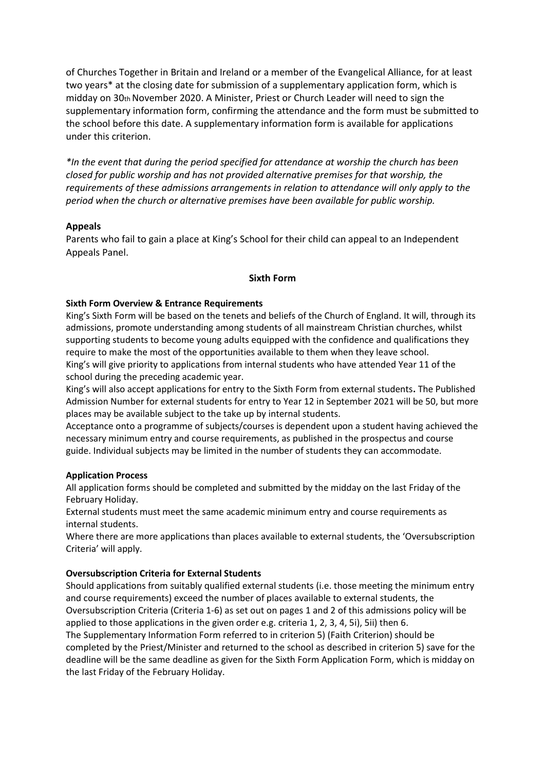of Churches Together in Britain and Ireland or a member of the Evangelical Alliance, for at least two years* at the closing date for submission of a supplementary application form, which is midday on 30th November 2020. A Minister, Priest or Church Leader will need to sign the supplementary information form, confirming the attendance and the form must be submitted to the school before this date. A supplementary information form is available for applications under this criterion.

*\*In the event that during the period specified for attendance at worship the church has been closed for public worship and has not provided alternative premises for that worship, the requirements of these admissions arrangements in relation to attendance will only apply to the period when the church or alternative premises have been available for public worship.*

**Appeals**

Parents who fail to gain a place at King's School for their child can appeal to an Independent Appeals Panel.

## Sixth Form

**Sixth Form Overview & Entrance Requirements**

King's Sixth Form will be based on the tenets and beliefs of the Church of England. It will, through its admissions, promote understanding among students of all mainstream Christian churches, whilst supporting students to become young adults equipped with the confidence and qualifications they require to make the most of the opportunities available to them when they leave school.

King's will give priority to applications from internal students who have attended Year 11 of the school during the preceding academic year.

King's will also accept applications for entry to the Sixth Form from external students**.** The Published Admission Number for external students for entry to Year 12 in September 2021 will be 50, but more places may be available subject to the take up by internal students.

Acceptance onto a programme of subjects/courses is dependent upon a student having achieved the necessary minimum entry and course requirements, as published in the prospectus and course guide. Individual subjects may be limited in the number of students they can accommodate.

**Application Process**

All application forms should be completed and submitted by the midday on the last Friday of the February Holiday.

External students must meet the same academic minimum entry and course requirements as internal students.

Where there are more applications than places available to external students, the 'Oversubscription Criteria' will apply.

**Oversubscription Criteria for External Students**

Should applications from suitably qualified external students (i.e. those meeting the minimum entry and course requirements) exceed the number of places available to external students, the Oversubscription Criteria (Criteria 1-6) as set out on pages 1 and 2 of this admissions policy will be applied to those applications in the given order e.g. criteria 1, 2, 3, 4, 5i), 5ii) then 6.

The Supplementary Information Form referred to in criterion 5) (Faith Criterion) should be completed by the Priest/Minister and returned to the school as described in criterion 5) save for the deadline will be the same deadline as given for the Sixth Form Application Form, which is midday on the last Friday of the February Holiday.